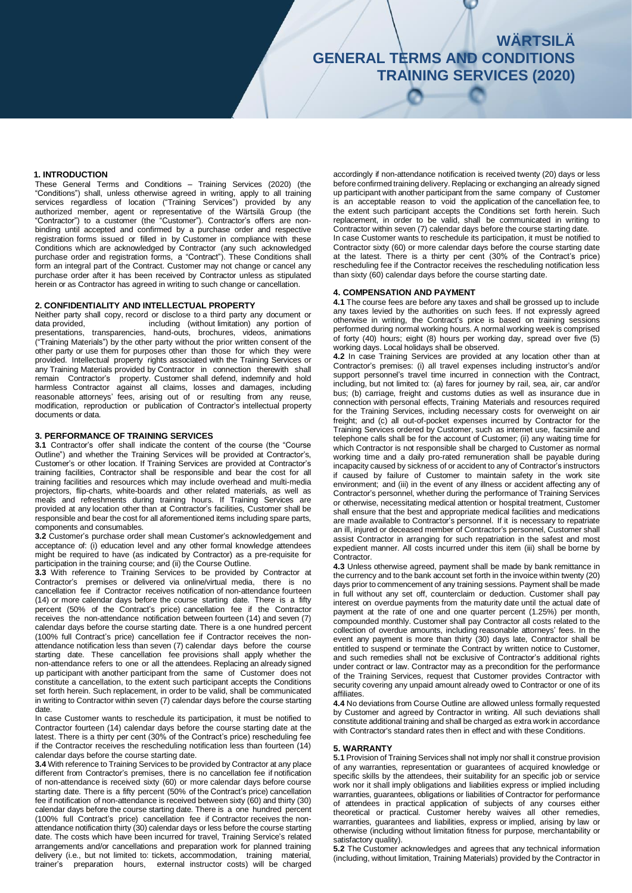# WÄRTSILÄ GENERAL TERMS AND CONDITIONS TRAINING SERVICES (2020)

## 1. INTRODUCTION

These General Terms and Conditions – Training Services (2020) (the "Conditions") shall, unless otherwise agreed in writing, apply to all training services regardless of location ("Training Services") provided by any authorized member, agent or representative of the Wärtsilä Group (the "Contractor") to a customer (the "Customer"). Contractor's offers are non-binding until accepted and confirmed by a purchase order and respective registration forms issued or filled in by Customer in compliance with these Conditions which are acknowledged by Contractor (any such acknowledged purchase order and registration forms, a "Contract"). These Conditions shall form an integral part of the Contract. Customer may not change or cancel any purchase order after it has been received by Contractor unless as stipulated herein or as Contractor has agreed in writing to such change or cancellation.

## 2. CONFIDENTIALITY AND INTELLECTUAL PROPERTY

Neither party shall copy, record or disclose to a third party any document or data provided, including (without limitation) any portion of presentations, transparencies, hand-outs, brochures, videos, animations ("Training Materials") by the other party without the prior written consent of the other party or use them for purposes other than those for which they were provided. Intellectual property rights associated with the Training Services or any Training Materials provided by Contractor in connection therewith shall remain Contractor's property. Customer shall defend, indemnify and hold harmless Contractor against all claims, losses and damages, including reasonable attorneys' fees, arising out of or resulting from any reuse, modification, reproduction or publication of Contractor's intellectual property documents or data.

## 3. PERFORMANCE OF TRAINING SERVICES

**3.1** Contractor's offer shall indicate the content of the course (the "Course Outline") and whether the Training Services will be provided at Contractor's, Customer's or other location. If Training Services are provided at Contractor's training facilities, Contractor shall be responsible and bear the cost for all training facilities and resources which may include overhead and multi-media projectors, flip-charts, white-boards and other related materials, as well as meals and refreshments during training hours. If Training Services are provided at any location other than at Contractor's facilities, Customer shall be responsible and bear the cost for all aforementioned items including spare parts, components and consumables.

**3.2** Customer's purchase order shall mean Customer's acknowledgement and acceptance of: (i) education level and any other formal knowledge attendees might be required to have (as indicated by Contractor) as a pre-requisite for participation in the training course; and (ii) the Course Outline.

**3.3** With reference to Training Services to be provided by Contractor at Contractor's premises or delivered via online/virtual media, there is no cancellation fee if Contractor receives notification of non-attendance fourteen (14) or more calendar days before the course starting date. There is a fifty percent (50% of the Contract's price) cancellation fee if the Contractor receives the non-attendance notification between fourteen (14) and seven (7) calendar days before the course starting date. There is a one hundred percent (100% full Contract's price) cancellation fee if Contractor receives the non-attendance notification less than seven (7) calendar days before the course starting date. These cancellation fee provisions shall apply whether the non-attendance refers to one or all the attendees. Replacing an already signed up participant with another participant from the same of Customer does not constitute a cancellation, to the extent such participant accepts the Conditions set forth herein. Such replacement, in order to be valid, shall be communicated in writing to Contractor within seven (7) calendar days before the course starting date.

In case Customer wants to reschedule its participation, it must be notified to Contractor fourteen (14) calendar days before the course starting date at the latest. There is a thirty per cent (30% of the Contract's price) rescheduling fee if the Contractor receives the rescheduling notification less than fourteen (14) calendar days before the course starting date.

**3.4** With reference to Training Services to be provided by Contractor at any place different from Contractor's premises, there is no cancellation fee if notification of non-attendance is received sixty (60) or more calendar days before course starting date. There is a fifty percent (50% of the Contract's price) cancellation fee if notification of non-attendance is received between sixty (60) and thirty (30) calendar days before the course starting date. There is a one hundred percent (100% full Contract's price) cancellation fee if Contractor receives the non-attendance notification thirty (30) calendar days or less before the course starting date. The costs which have been incurred for travel, Training Service's related arrangements and/or cancellations and preparation work for planned training delivery (i.e., but not limited to: tickets, accommodation, training material, trainer's preparation hours, external instructor costs) will be charged accordingly if non-attendance notification is received twenty (20) days or less before confirmed training delivery. Replacing or exchanging an already signed up participant with another participant from the same company of Customer is an acceptable reason to void the application of the cancellation fee, to the extent such participant accepts the Conditions set forth herein. Such replacement, in order to be valid, shall be communicated in writing to Contractor within seven (7) calendar days before the course starting date.

In case Customer wants to reschedule its participation, it must be notified to Contractor sixty (60) or more calendar days before the course starting date at the latest. There is a thirty per cent (30% of the Contract's price) rescheduling fee if the Contractor receives the rescheduling notification less than sixty (60) calendar days before the course starting date.

## 4. COMPENSATION AND PAYMENT

**4.1** The course fees are before any taxes and shall be grossed up to include any taxes levied by the authorities on such fees. If not expressly agreed otherwise in writing, the Contract's price is based on training sessions performed during normal working hours. A normal working week is comprised of forty (40) hours; eight (8) hours per working day, spread over five (5) working days. Local holidays shall be observed.

**4.2** In case Training Services are provided at any location other than at Contractor's premises: (i) all travel expenses including instructor's and/or support personnel's travel time incurred in connection with the Contract, including, but not limited to: (a) fares for journey by rail, sea, air, car and/or bus; (b) carriage, freight and customs duties as well as insurance due in connection with personal effects, Training Materials and resources required for the Training Services, including necessary costs for overweight on air freight; and (c) all out-of-pocket expenses incurred by Contractor for the Training Services ordered by Customer, such as internet use, facsimile and telephone calls shall be for the account of Customer; (ii) any waiting time for which Contractor is not responsible shall be charged to Customer as normal working time and a daily pro-rated remuneration shall be payable during incapacity caused by sickness of or accident to any of Contractor's instructors if caused by failure of Customer to maintain safety in the work site environment; and (iii) in the event of any illness or accident affecting any of Contractor's personnel, whether during the performance of Training Services or otherwise, necessitating medical attention or hospital treatment, Customer shall ensure that the best and appropriate medical facilities and medications are made available to Contractor's personnel. If it is necessary to repatriate an ill, injured or deceased member of Contractor's personnel, Customer shall assist Contractor in arranging for such repatriation in the safest and most expedient manner. All costs incurred under this item (iii) shall be borne by Contractor.

**4.3** Unless otherwise agreed, payment shall be made by bank remittance in the currency and to the bank account set forth in the invoice within twenty (20) days prior to commencement of any training sessions. Payment shall be made in full without any set off, counterclaim or deduction. Customer shall pay interest on overdue payments from the maturity date until the actual date of payment at the rate of one and one quarter percent (1.25%) per month, compounded monthly. Customer shall pay Contractor all costs related to the collection of overdue amounts, including reasonable attorneys' fees. In the event any payment is more than thirty (30) days late, Contractor shall be entitled to suspend or terminate the Contract by written notice to Customer, and such remedies shall not be exclusive of Contractor's additional rights under contract or law. Contractor may as a precondition for the performance of the Training Services, request that Customer provides Contractor with security covering any unpaid amount already owed to Contractor or one of its affiliates.

**4.4** No deviations from Course Outline are allowed unless formally requested by Customer and agreed by Contractor in writing. All such deviations shall constitute additional training and shall be charged as extra work in accordance with Contractor's standard rates then in effect and with these Conditions.

## 5. WARRANTY

**5.1** Provision of Training Services shall not imply nor shall it construe provision of any warranties, representation or guarantees of acquired knowledge or specific skills by the attendees, their suitability for an specific job or service work nor it shall imply obligations and liabilities express or implied including warranties, guarantees, obligations or liabilities of Contractor for performance of attendees in practical application of subjects of any courses either theoretical or practical. Customer hereby waives all other remedies, warranties, guarantees and liabilities, express or implied, arising by law or otherwise (including without limitation fitness for purpose, merchantability or satisfactory quality).

**5.2** The Customer acknowledges and agrees that any technical information (including, without limitation, Training Materials) provided by the Contractor in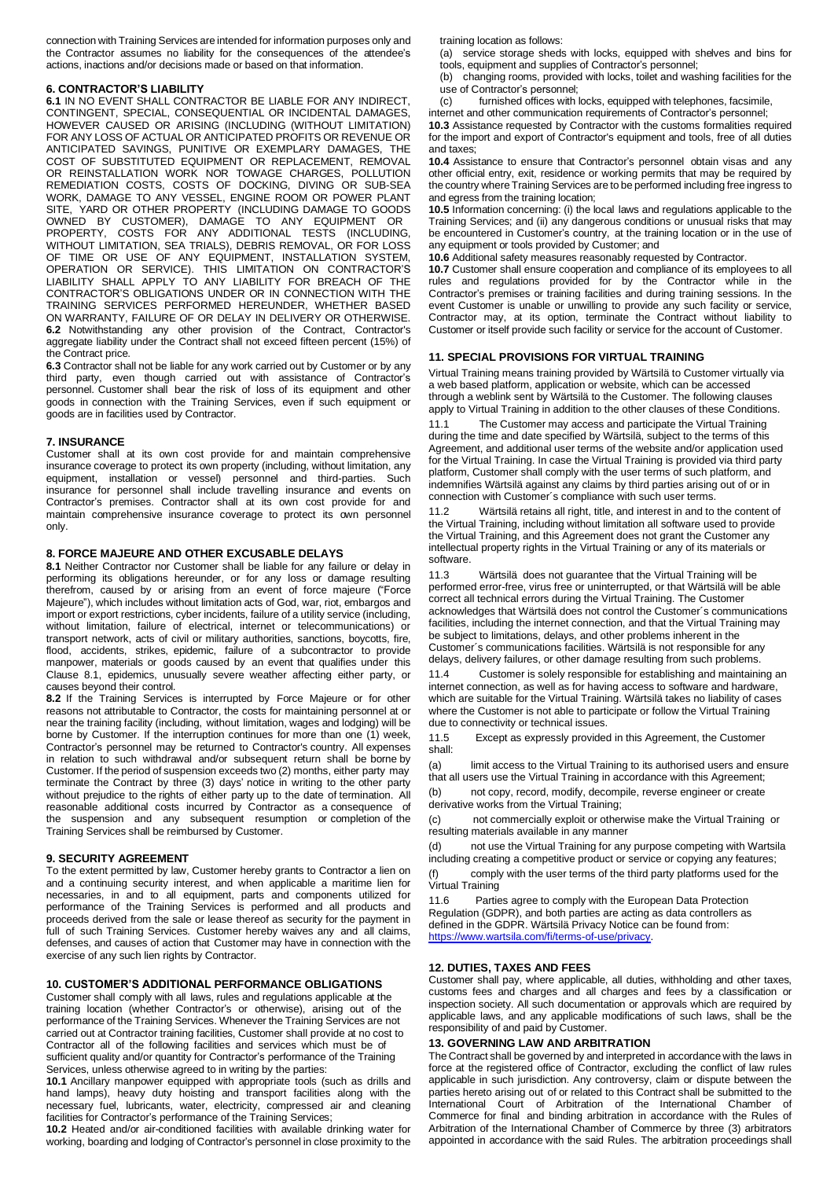connection with Training Services are intended for information purposes only and the Contractor assumes no liability for the consequences of the attendee's actions, inactions and/or decisions made or based on that information.

## 6. CONTRACTOR'S LIABILITY

**6.1** IN NO EVENT SHALL CONTRACTOR BE LIABLE FOR ANY INDIRECT, CONTINGENT, SPECIAL, CONSEQUENTIAL OR INCIDENTAL DAMAGES, HOWEVER CAUSED OR ARISING (INCLUDING (WITHOUT LIMITATION) FOR ANY LOSS OF ACTUAL OR ANTICIPATED PROFITS OR REVENUE OR ANTICIPATED SAVINGS, PUNITIVE OR EXEMPLARY DAMAGES, THE COST OF SUBSTITUTED EQUIPMENT OR REPLACEMENT, REMOVAL OR REINSTALLATION WORK NOR TOWAGE CHARGES, POLLUTION REMEDIATION COSTS, COSTS OF DOCKING, DIVING OR SUB-SEA WORK, DAMAGE TO ANY VESSEL, ENGINE ROOM OR POWER PLANT SITE, YARD OR OTHER PROPERTY (INCLUDING DAMAGE TO GOODS OWNED BY CUSTOMER), DAMAGE TO ANY EQUIPMENT OR PROPERTY, COSTS FOR ANY ADDITIONAL TESTS (INCLUDING, WITHOUT LIMITATION, SEA TRIALS), DEBRIS REMOVAL, OR FOR LOSS OF TIME OR USE OF ANY EQUIPMENT, INSTALLATION SYSTEM, OPERATION OR SERVICE). THIS LIMITATION ON CONTRACTOR'S LIABILITY SHALL APPLY TO ANY LIABILITY FOR BREACH OF THE CONTRACTOR'S OBLIGATIONS UNDER OR IN CONNECTION WITH THE TRAINING SERVICES PERFORMED HEREUNDER, WHETHER BASED ON WARRANTY, FAILURE OF OR DELAY IN DELIVERY OR OTHERWISE.

**6.2** Notwithstanding any other provision of the Contract, Contractor's aggregate liability under the Contract shall not exceed fifteen percent (15%) of the Contract price.

**6.3** Contractor shall not be liable for any work carried out by Customer or by any third party, even though carried out with assistance of Contractor's personnel. Customer shall bear the risk of loss of its equipment and other goods in connection with the Training Services, even if such equipment or goods are in facilities used by Contractor.

## 7. INSURANCE

Customer shall at its own cost provide for and maintain comprehensive insurance coverage to protect its own property (including, without limitation, any equipment, installation or vessel) personnel and third-parties. Such insurance for personnel shall include travelling insurance and events on Contractor's premises. Contractor shall at its own cost provide for and maintain comprehensive insurance coverage to protect its own personnel only.

## 8. FORCE MAJEURE AND OTHER EXCUSABLE DELAYS

**8.1** Neither Contractor nor Customer shall be liable for any failure or delay in performing its obligations hereunder, or for any loss or damage resulting therefrom, caused by or arising from an event of force majeure ("Force Majeure"), which includes without limitation acts of God, war, riot, embargos and import or export restrictions, cyber incidents, failure of a utility service (including, without limitation, failure of electrical, internet or telecommunications) or transport network, acts of civil or military authorities, sanctions, boycotts, fire, flood, accidents, strikes, epidemic, failure of a subcontractor to provide manpower, materials or goods caused by an event that qualifies under this Clause 8.1, epidemics, unusually severe weather affecting either party, or causes beyond their control.

**8.2** If the Training Services is interrupted by Force Majeure or for other reasons not attributable to Contractor, the costs for maintaining personnel at or near the training facility (including, without limitation, wages and lodging) will be borne by Customer. If the interruption continues for more than one (1) week, Contractor's personnel may be returned to Contractor's country. All expenses in relation to such withdrawal and/or subsequent return shall be borne by Customer. If the period of suspension exceeds two (2) months, either party may terminate the Contract by three (3) days' notice in writing to the other party without prejudice to the rights of either party up to the date of termination. All reasonable additional costs incurred by Contractor as a consequence of the suspension and any subsequent resumption or completion of the Training Services shall be reimbursed by Customer.

## 9. SECURITY AGREEMENT

To the extent permitted by law, Customer hereby grants to Contractor a lien on and a continuing security interest, and when applicable a maritime lien for necessaries, in and to all equipment, parts and components utilized for performance of the Training Services is performed and all products and proceeds derived from the sale or lease thereof as security for the payment in full of such Training Services. Customer hereby waives any and all claims, defenses, and causes of action that Customer may have in connection with the exercise of any such lien rights by Contractor.

## 10. CUSTOMER'S ADDITIONAL PERFORMANCE OBLIGATIONS

Customer shall comply with all laws, rules and regulations applicable at the training location (whether Contractor's or otherwise), arising out of the performance of the Training Services. Whenever the Training Services are not carried out at Contractor training facilities, Customer shall provide at no cost to Contractor all of the following facilities and services which must be of sufficient quality and/or quantity for Contractor's performance of the Training Services, unless otherwise agreed to in writing by the parties:

**10.1** Ancillary manpower equipped with appropriate tools (such as drills and hand lamps), heavy duty hoisting and transport facilities along with the necessary fuel, lubricants, water, electricity, compressed air and cleaning facilities for Contractor's performance of the Training Services;

**10.2** Heated and/or air-conditioned facilities with available drinking water for working, boarding and lodging of Contractor's personnel in close proximity to the training location as follows:

(a) service storage sheds with locks, equipped with shelves and bins for tools, equipment and supplies of Contractor's personnel;

(b) changing rooms, provided with locks, toilet and washing facilities for the use of Contractor's personnel;

(c) furnished offices with locks, equipped with telephones, facsimile, internet and other communication requirements of Contractor's personnel;

**10.3** Assistance requested by Contractor with the customs formalities required for the import and export of Contractor's equipment and tools, free of all duties and taxes;

**10.4** Assistance to ensure that Contractor's personnel obtain visas and any other official entry, exit, residence or working permits that may be required by the country where Training Services are to be performed including free ingress to and egress from the training location;

**10.5** Information concerning: (i) the local laws and regulations applicable to the Training Services; and (ii) any dangerous conditions or unusual risks that may be encountered in Customer's country, at the training location or in the use of any equipment or tools provided by Customer; and

**10.6** Additional safety measures reasonably requested by Contractor.

**10.7** Customer shall ensure cooperation and compliance of its employees to all rules and regulations provided for by the Contractor while in the Contractor's premises or training facilities and during training sessions. In the event Customer is unable or unwilling to provide any such facility or service, Contractor may, at its option, terminate the Contract without liability to Customer or itself provide such facility or service for the account of Customer.

## 11. SPECIAL PROVISIONS FOR VIRTUAL TRAINING

Virtual Training means training provided by Wärtsilä to Customer virtually via a web based platform, application or website, which can be accessed through a weblink sent by Wärtsilä to the Customer. The following clauses apply to Virtual Training in addition to the other clauses of these Conditions.

11.1 The Customer may access and participate the Virtual Training during the time and date specified by Wärtsilä, subject to the terms of this Agreement, and additional user terms of the website and/or application used for the Virtual Training. In case the Virtual Training is provided via third party platform, Customer shall comply with the user terms of such platform, and indemnifies Wärtsilä against any claims by third parties arising out of or in connection with Customer´s compliance with such user terms.

11.2 Wärtsilä retains all right, title, and interest in and to the content of the Virtual Training, including without limitation all software used to provide the Virtual Training, and this Agreement does not grant the Customer any intellectual property rights in the Virtual Training or any of its materials or software.

11.3 Wärtsilä does not guarantee that the Virtual Training will be performed error-free, virus free or uninterrupted, or that Wärtsilä will be able correct all technical errors during the Virtual Training. The Customer acknowledges that Wärtsilä does not control the Customer´s communications facilities, including the internet connection, and that the Virtual Training may be subject to limitations, delays, and other problems inherent in the Customer´s communications facilities. Wärtsilä is not responsible for any delays, delivery failures, or other damage resulting from such problems.

11.4 Customer is solely responsible for establishing and maintaining an internet connection, as well as for having access to software and hardware, which are suitable for the Virtual Training. Wärtsilä takes no liability of cases where the Customer is not able to participate or follow the Virtual Training due to connectivity or technical issues.

11.5 Except as expressly provided in this Agreement, the Customer shall:

(a) limit access to the Virtual Training to its authorised users and ensure that all users use the Virtual Training in accordance with this Agreement;

(b) not copy, record, modify, decompile, reverse engineer or create derivative works from the Virtual Training;

(c) not commercially exploit or otherwise make the Virtual Training or resulting materials available in any manner

(d) not use the Virtual Training for any purpose competing with Wartsila including creating a competitive product or service or copying any features;

(f) comply with the user terms of the third party platforms used for the Virtual Training

11.6 Parties agree to comply with the European Data Protection Regulation (GDPR), and both parties are acting as data controllers as defined in the GDPR. Wärtsilä Privacy Notice can be found from: https://www.wartsila.com/fi/terms-of-use/privacy.

## 12. DUTIES, TAXES AND FEES

Customer shall pay, where applicable, all duties, withholding and other taxes, customs fees and charges and all charges and fees by a classification or inspection society. All such documentation or approvals which are required by applicable laws, and any applicable modifications of such laws, shall be the responsibility of and paid by Customer.

## 13. GOVERNING LAW AND ARBITRATION

The Contract shall be governed by and interpreted in accordance with the laws in force at the registered office of Contractor, excluding the conflict of law rules applicable in such jurisdiction. Any controversy, claim or dispute between the parties hereto arising out of or related to this Contract shall be submitted to the International Court of Arbitration of the International Chamber of Commerce for final and binding arbitration in accordance with the Rules of Arbitration of the International Chamber of Commerce by three (3) arbitrators appointed in accordance with the said Rules. The arbitration proceedings shall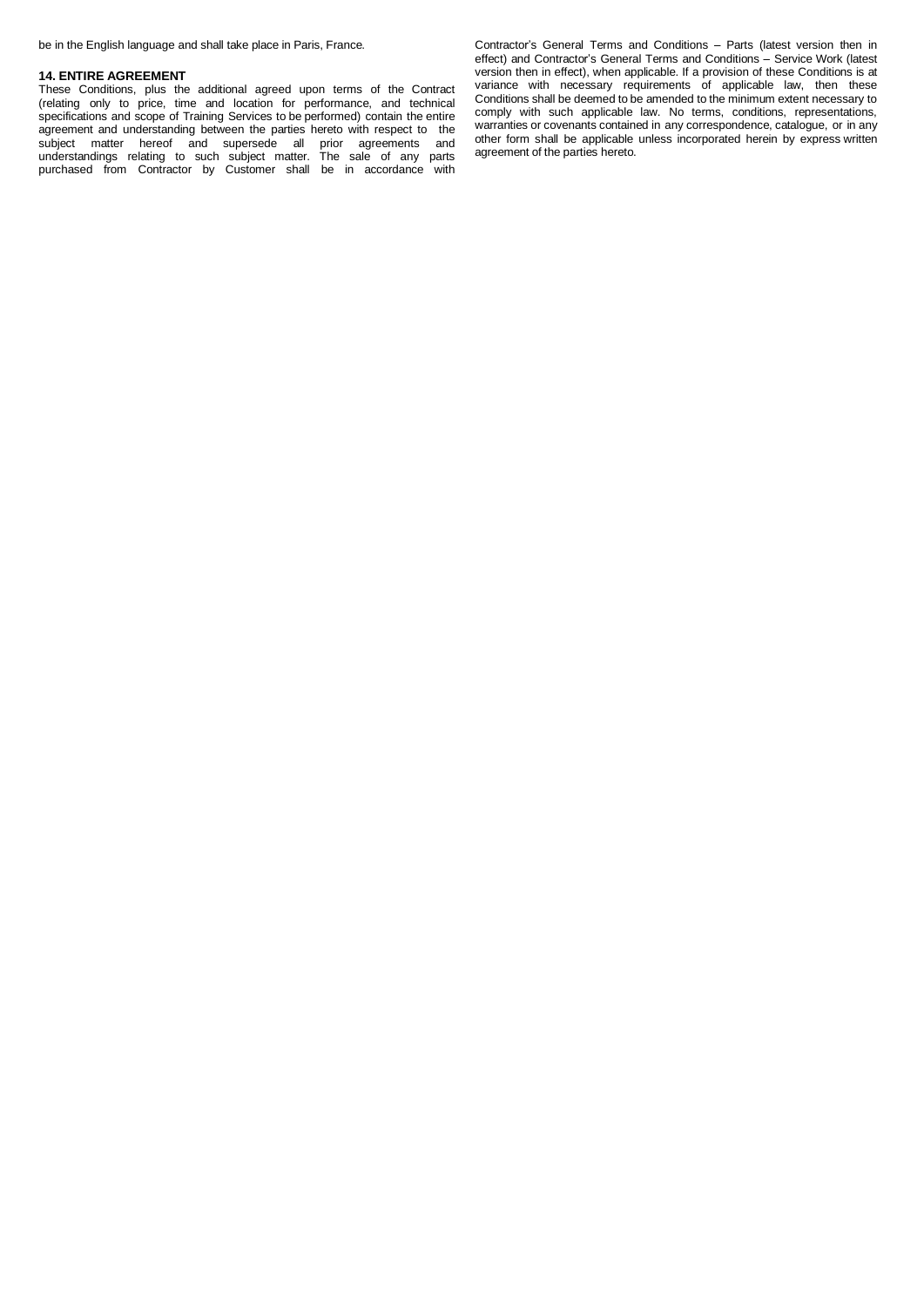be in the English language and shall take place in Paris, France.

**14. ENTIRE AGREEMENT**

These Conditions, plus the additional agreed upon terms of the Contract (relating only to price, time and location for performance, and technical specifications and scope of Training Services to be performed) contain the entire agreement and understanding between the parties hereto with respect to the subject matter hereof and supersede all prior agreements and understandings relating to such subject matter. The sale of any parts purchased from Contractor by Customer shall be in accordance with Contractor's General Terms and Conditions – Parts (latest version then in effect) and Contractor's General Terms and Conditions – Service Work (latest version then in effect), when applicable. If a provision of these Conditions is at variance with necessary requirements of applicable law, then these Conditions shall be deemed to be amended to the minimum extent necessary to comply with such applicable law. No terms, conditions, representations, warranties or covenants contained in any correspondence, catalogue, or in any other form shall be applicable unless incorporated herein by express written agreement of the parties hereto.